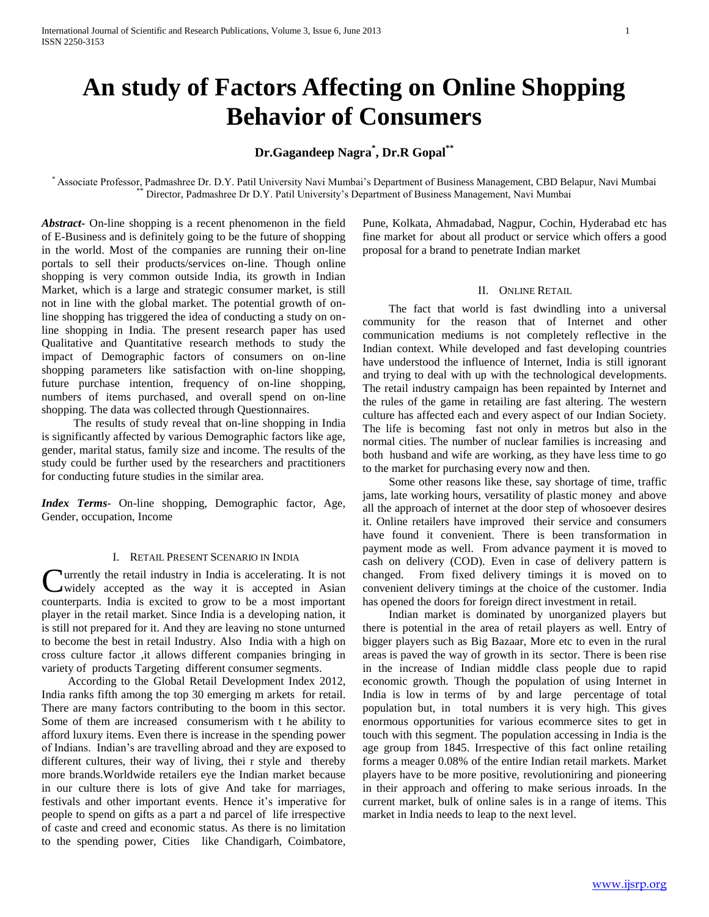# An study of Factors Affecting on Online Shopping Behavior of Consumers

**Dr.Gagandeep Nagra[*], Dr.R Gopal[**]**

[*] Associate Professor, Padmashree Dr. D.Y. Patil University Navi Mumbai's Department of Business Management, CBD Belapur, Navi Mumbai
[**] Director, Padmashree Dr D.Y. Patil University's Department of Business Management, Navi Mumbai

***Abstract-*** On-line shopping is a recent phenomenon in the field of E-Business and is definitely going to be the future of shopping in the world. Most of the companies are running their on-line portals to sell their products/services on-line. Though online shopping is very common outside India, its growth in Indian Market, which is a large and strategic consumer market, is still not in line with the global market. The potential growth of on-line shopping has triggered the idea of conducting a study on on-line shopping in India. The present research paper has used Qualitative and Quantitative research methods to study the impact of Demographic factors of consumers on on-line shopping parameters like satisfaction with on-line shopping, future purchase intention, frequency of on-line shopping, numbers of items purchased, and overall spend on on-line shopping. The data was collected through Questionnaires.

The results of study reveal that on-line shopping in India is significantly affected by various Demographic factors like age, gender, marital status, family size and income. The results of the study could be further used by the researchers and practitioners for conducting future studies in the similar area.

***Index Terms-*** On-line shopping, Demographic factor, Age, Gender, occupation, Income

## I. Retail Present Scenario in India

Currently the retail industry in India is accelerating. It is not widely accepted as the way it is accepted in Asian counterparts. India is excited to grow to be a most important player in the retail market. Since India is a developing nation, it is still not prepared for it. And they are leaving no stone unturned to become the best in retail Industry. Also India with a high on cross culture factor ,it allows different companies bringing in variety of products Targeting different consumer segments.

According to the Global Retail Development Index 2012, India ranks fifth among the top 30 emerging m arkets for retail. There are many factors contributing to the boom in this sector. Some of them are increased consumerism with t he ability to afford luxury items. Even there is increase in the spending power of Indians. Indian's are travelling abroad and they are exposed to different cultures, their way of living, thei r style and thereby more brands.Worldwide retailers eye the Indian market because in our culture there is lots of give And take for marriages, festivals and other important events. Hence it's imperative for people to spend on gifts as a part a nd parcel of life irrespective of caste and creed and economic status. As there is no limitation to the spending power, Cities like Chandigarh, Coimbatore, Pune, Kolkata, Ahmadabad, Nagpur, Cochin, Hyderabad etc has fine market for about all product or service which offers a good proposal for a brand to penetrate Indian market

## II. Online Retail

The fact that world is fast dwindling into a universal community for the reason that of Internet and other communication mediums is not completely reflective in the Indian context. While developed and fast developing countries have understood the influence of Internet, India is still ignorant and trying to deal with up with the technological developments. The retail industry campaign has been repainted by Internet and the rules of the game in retailing are fast altering. The western culture has affected each and every aspect of our Indian Society. The life is becoming fast not only in metros but also in the normal cities. The number of nuclear families is increasing and both husband and wife are working, as they have less time to go to the market for purchasing every now and then.

Some other reasons like these, say shortage of time, traffic jams, late working hours, versatility of plastic money and above all the approach of internet at the door step of whosoever desires it. Online retailers have improved their service and consumers have found it convenient. There is been transformation in payment mode as well. From advance payment it is moved to cash on delivery (COD). Even in case of delivery pattern is changed. From fixed delivery timings it is moved on to convenient delivery timings at the choice of the customer. India has opened the doors for foreign direct investment in retail.

Indian market is dominated by unorganized players but there is potential in the area of retail players as well. Entry of bigger players such as Big Bazaar, More etc to even in the rural areas is paved the way of growth in its sector. There is been rise in the increase of Indian middle class people due to rapid economic growth. Though the population of using Internet in India is low in terms of by and large percentage of total population but, in total numbers it is very high. This gives enormous opportunities for various ecommerce sites to get in touch with this segment. The population accessing in India is the age group from 1845. Irrespective of this fact online retailing forms a meager 0.08% of the entire Indian retail markets. Market players have to be more positive, revolutioniring and pioneering in their approach and offering to make serious inroads. In the current market, bulk of online sales is in a range of items. This market in India needs to leap to the next level.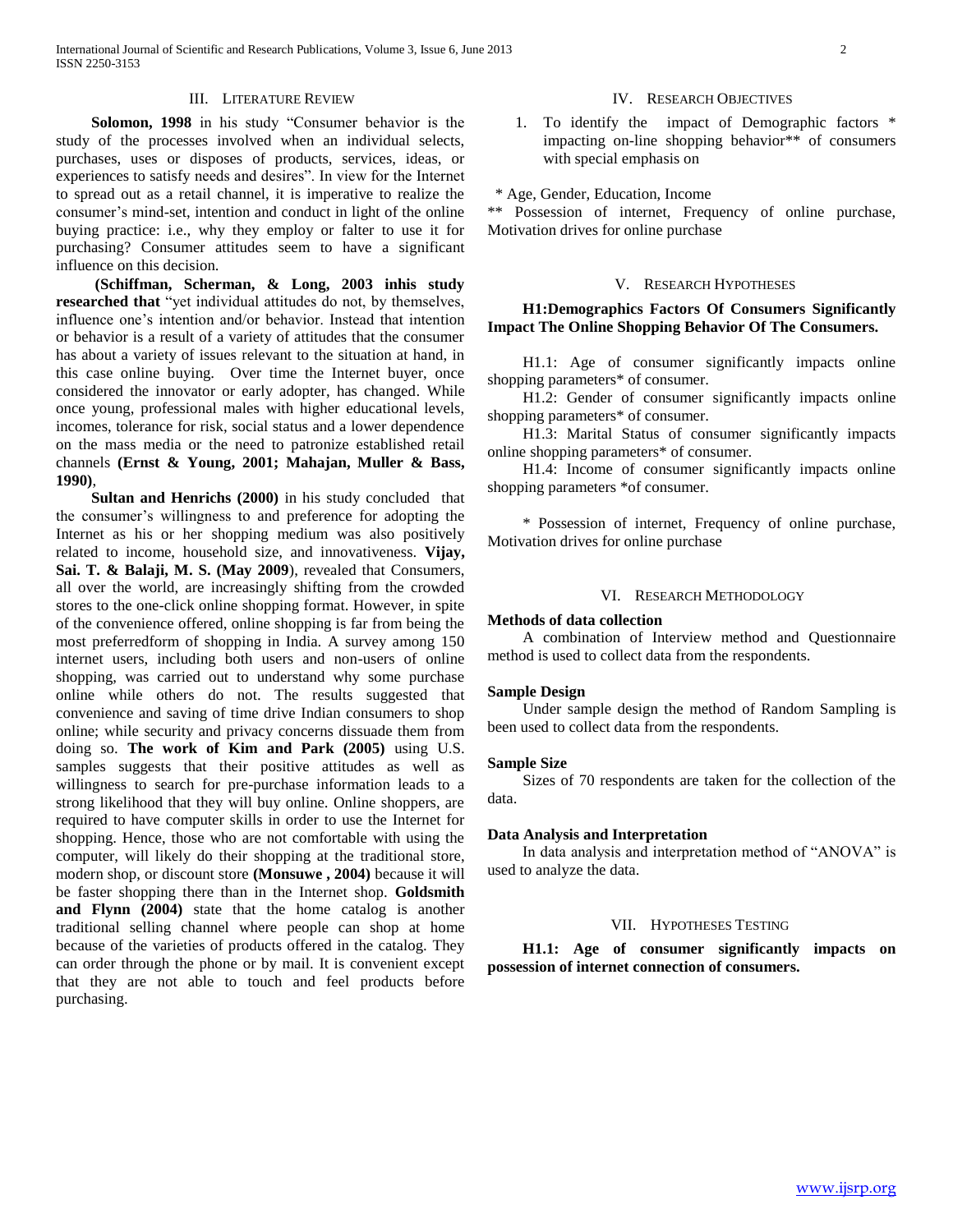## III. Literature Review

**Solomon, 1998** in his study "Consumer behavior is the study of the processes involved when an individual selects, purchases, uses or disposes of products, services, ideas, or experiences to satisfy needs and desires". In view for the Internet to spread out as a retail channel, it is imperative to realize the consumer's mind-set, intention and conduct in light of the online buying practice: i.e., why they employ or falter to use it for purchasing? Consumer attitudes seem to have a significant influence on this decision.

**(Schiffman, Scherman, & Long, 2003 inhis study researched that** "yet individual attitudes do not, by themselves, influence one's intention and/or behavior. Instead that intention or behavior is a result of a variety of attitudes that the consumer has about a variety of issues relevant to the situation at hand, in this case online buying. Over time the Internet buyer, once considered the innovator or early adopter, has changed. While once young, professional males with higher educational levels, incomes, tolerance for risk, social status and a lower dependence on the mass media or the need to patronize established retail channels **(Ernst & Young, 2001; Mahajan, Muller & Bass, 1990)**,

**Sultan and Henrichs (2000)** in his study concluded that the consumer's willingness to and preference for adopting the Internet as his or her shopping medium was also positively related to income, household size, and innovativeness. **Vijay, Sai. T. & Balaji, M. S. (May 2009**), revealed that Consumers, all over the world, are increasingly shifting from the crowded stores to the one-click online shopping format. However, in spite of the convenience offered, online shopping is far from being the most preferredform of shopping in India. A survey among 150 internet users, including both users and non-users of online shopping, was carried out to understand why some purchase online while others do not. The results suggested that convenience and saving of time drive Indian consumers to shop online; while security and privacy concerns dissuade them from doing so. **The work of Kim and Park (2005)** using U.S. samples suggests that their positive attitudes as well as willingness to search for pre-purchase information leads to a strong likelihood that they will buy online. Online shoppers, are required to have computer skills in order to use the Internet for shopping. Hence, those who are not comfortable with using the computer, will likely do their shopping at the traditional store, modern shop, or discount store **(Monsuwe , 2004)** because it will be faster shopping there than in the Internet shop. **Goldsmith and Flynn (2004)** state that the home catalog is another traditional selling channel where people can shop at home because of the varieties of products offered in the catalog. They can order through the phone or by mail. It is convenient except that they are not able to touch and feel products before purchasing.

## IV. Research Objectives

1. To identify the impact of Demographic factors * impacting on-line shopping behavior** of consumers with special emphasis on

\* Age, Gender, Education, Income

** Possession of internet, Frequency of online purchase, Motivation drives for online purchase

## V. Research Hypotheses

**H1:Demographics Factors Of Consumers Significantly Impact The Online Shopping Behavior Of The Consumers.**

H1.1: Age of consumer significantly impacts online shopping parameters* of consumer.

H1.2: Gender of consumer significantly impacts online shopping parameters* of consumer.

H1.3: Marital Status of consumer significantly impacts online shopping parameters* of consumer.

H1.4: Income of consumer significantly impacts online shopping parameters *of consumer.

\* Possession of internet, Frequency of online purchase, Motivation drives for online purchase

## VI. Research Methodology

**Methods of data collection**

A combination of Interview method and Questionnaire method is used to collect data from the respondents.

**Sample Design**

Under sample design the method of Random Sampling is been used to collect data from the respondents.

**Sample Size**

Sizes of 70 respondents are taken for the collection of the data.

**Data Analysis and Interpretation**

In data analysis and interpretation method of "ANOVA" is used to analyze the data.

## VII. Hypotheses Testing

**H1.1: Age of consumer significantly impacts on possession of internet connection of consumers.**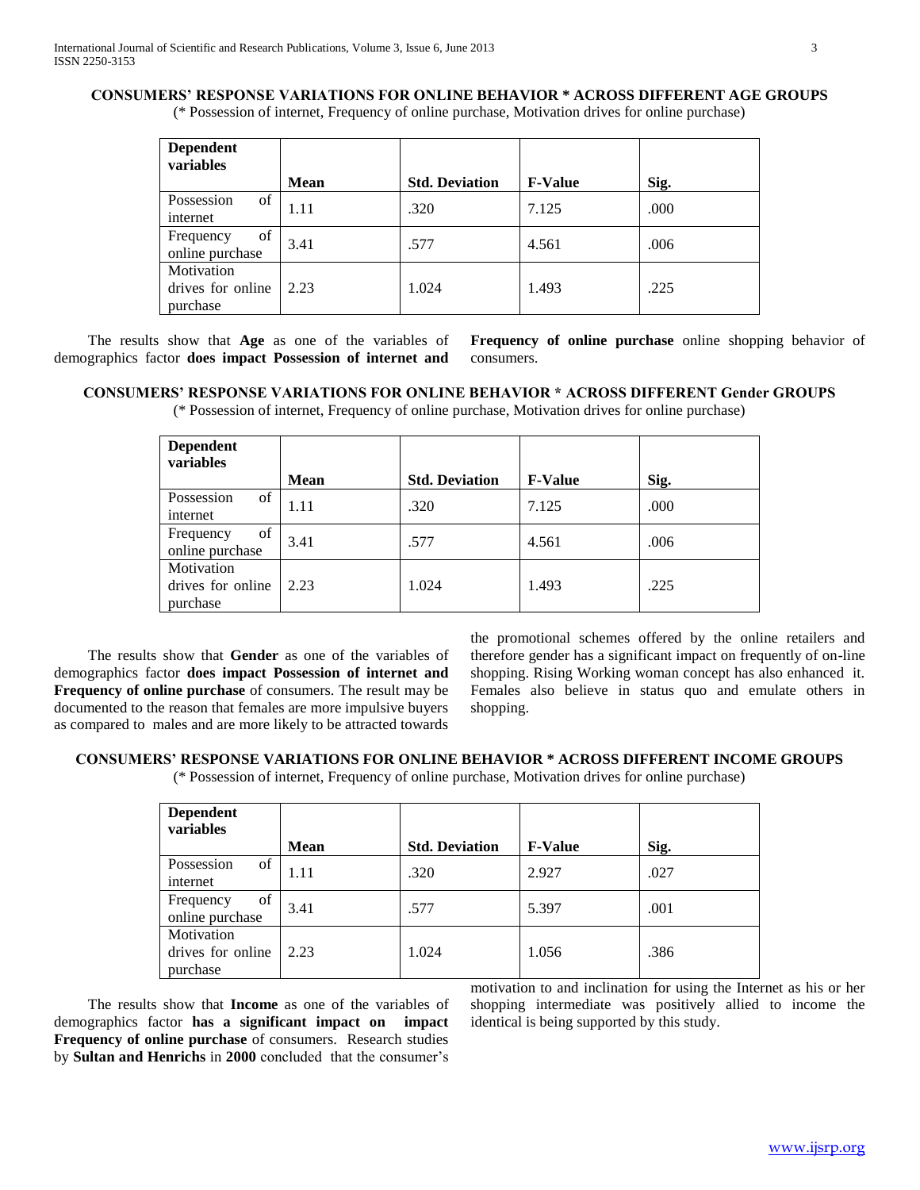**CONSUMERS' RESPONSE VARIATIONS FOR ONLINE BEHAVIOR * ACROSS DIFFERENT AGE GROUPS**

(* Possession of internet, Frequency of online purchase, Motivation drives for online purchase)

| Dependent variables | Mean | Std. Deviation | F-Value | Sig. |
|---|---|---|---|---|
| Possession of internet | 1.11 | .320 | 7.125 | .000 |
| Frequency of online purchase | 3.41 | .577 | 4.561 | .006 |
| Motivation drives for online purchase | 2.23 | 1.024 | 1.493 | .225 |

The results show that **Age** as one of the variables of demographics factor **does impact Possession of internet and Frequency of online purchase** online shopping behavior of consumers.

**CONSUMERS' RESPONSE VARIATIONS FOR ONLINE BEHAVIOR * ACROSS DIFFERENT Gender GROUPS**

(* Possession of internet, Frequency of online purchase, Motivation drives for online purchase)

| Dependent variables | Mean | Std. Deviation | F-Value | Sig. |
|---|---|---|---|---|
| Possession of internet | 1.11 | .320 | 7.125 | .000 |
| Frequency of online purchase | 3.41 | .577 | 4.561 | .006 |
| Motivation drives for online purchase | 2.23 | 1.024 | 1.493 | .225 |

The results show that **Gender** as one of the variables of demographics factor **does impact Possession of internet and Frequency of online purchase** of consumers. The result may be documented to the reason that females are more impulsive buyers as compared to males and are more likely to be attracted towards the promotional schemes offered by the online retailers and therefore gender has a significant impact on frequently of on-line shopping. Rising Working woman concept has also enhanced it. Females also believe in status quo and emulate others in shopping.

**CONSUMERS' RESPONSE VARIATIONS FOR ONLINE BEHAVIOR * ACROSS DIFFERENT INCOME GROUPS**

(* Possession of internet, Frequency of online purchase, Motivation drives for online purchase)

| Dependent variables | Mean | Std. Deviation | F-Value | Sig. |
|---|---|---|---|---|
| Possession of internet | 1.11 | .320 | 2.927 | .027 |
| Frequency of online purchase | 3.41 | .577 | 5.397 | .001 |
| Motivation drives for online purchase | 2.23 | 1.024 | 1.056 | .386 |

The results show that **Income** as one of the variables of demographics factor **has a significant impact on impact Frequency of online purchase** of consumers. Research studies by **Sultan and Henrichs** in **2000** concluded that the consumer's motivation to and inclination for using the Internet as his or her shopping intermediate was positively allied to income the identical is being supported by this study.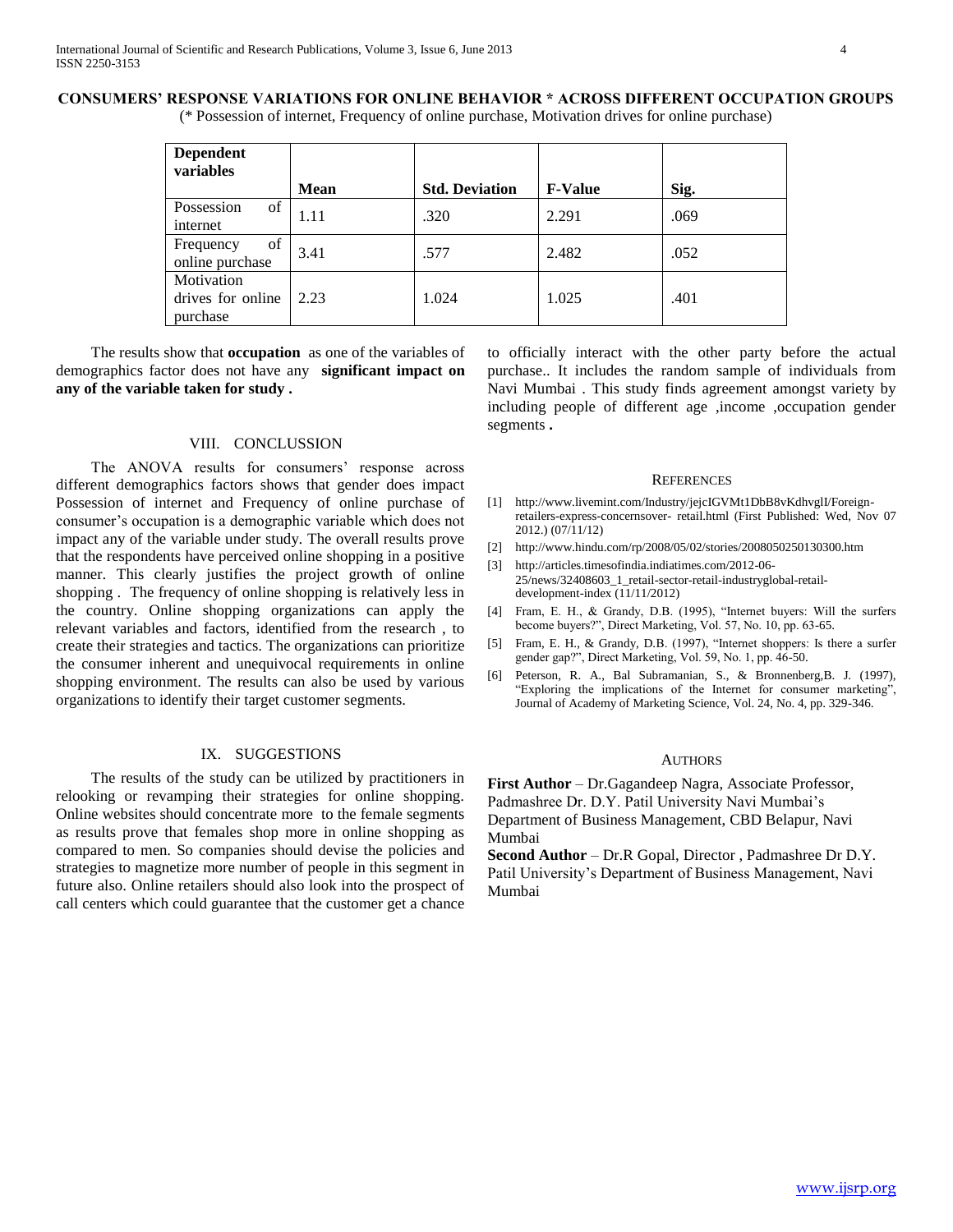**CONSUMERS' RESPONSE VARIATIONS FOR ONLINE BEHAVIOR * ACROSS DIFFERENT OCCUPATION GROUPS**

(* Possession of internet, Frequency of online purchase, Motivation drives for online purchase)

| Dependent variables | Mean | Std. Deviation | F-Value | Sig. |
|---|---|---|---|---|
| Possession of internet | 1.11 | .320 | 2.291 | .069 |
| Frequency of online purchase | 3.41 | .577 | 2.482 | .052 |
| Motivation drives for online purchase | 2.23 | 1.024 | 1.025 | .401 |

The results show that **occupation** as one of the variables of demographics factor does not have any **significant impact on any of the variable taken for study .**

## VIII. CONCLUSSION

The ANOVA results for consumers' response across different demographics factors shows that gender does impact Possession of internet and Frequency of online purchase of consumer's occupation is a demographic variable which does not impact any of the variable under study. The overall results prove that the respondents have perceived online shopping in a positive manner. This clearly justifies the project growth of online shopping . The frequency of online shopping is relatively less in the country. Online shopping organizations can apply the relevant variables and factors, identified from the research , to create their strategies and tactics. The organizations can prioritize the consumer inherent and unequivocal requirements in online shopping environment. The results can also be used by various organizations to identify their target customer segments.

## IX. SUGGESTIONS

The results of the study can be utilized by practitioners in relooking or revamping their strategies for online shopping. Online websites should concentrate more to the female segments as results prove that females shop more in online shopping as compared to men. So companies should devise the policies and strategies to magnetize more number of people in this segment in future also. Online retailers should also look into the prospect of call centers which could guarantee that the customer get a chance to officially interact with the other party before the actual purchase.. It includes the random sample of individuals from Navi Mumbai . This study finds agreement amongst variety by including people of different age ,income ,occupation gender segments **.**

## REFERENCES

[1] http://www.livemint.com/Industry/jejcIGVMt1DbB8vKdhvglI/Foreign-retailers-express-concernsover- retail.html (First Published: Wed, Nov 07 2012.) (07/11/12)

[2] http://www.hindu.com/rp/2008/05/02/stories/2008050250130300.htm

[3] http://articles.timesofindia.indiatimes.com/2012-06-25/news/32408603_1_retail-sector-retail-industryglobal-retail-development-index (11/11/2012)

[4] Fram, E. H., & Grandy, D.B. (1995), "Internet buyers: Will the surfers become buyers?", Direct Marketing, Vol. 57, No. 10, pp. 63-65.

[5] Fram, E. H., & Grandy, D.B. (1997), "Internet shoppers: Is there a surfer gender gap?", Direct Marketing, Vol. 59, No. 1, pp. 46-50.

[6] Peterson, R. A., Bal Subramanian, S., & Bronnenberg,B. J. (1997), "Exploring the implications of the Internet for consumer marketing", Journal of Academy of Marketing Science, Vol. 24, No. 4, pp. 329-346.

## AUTHORS

**First Author** – Dr.Gagandeep Nagra, Associate Professor, Padmashree Dr. D.Y. Patil University Navi Mumbai's Department of Business Management, CBD Belapur, Navi Mumbai

**Second Author** – Dr.R Gopal, Director , Padmashree Dr D.Y. Patil University's Department of Business Management, Navi Mumbai